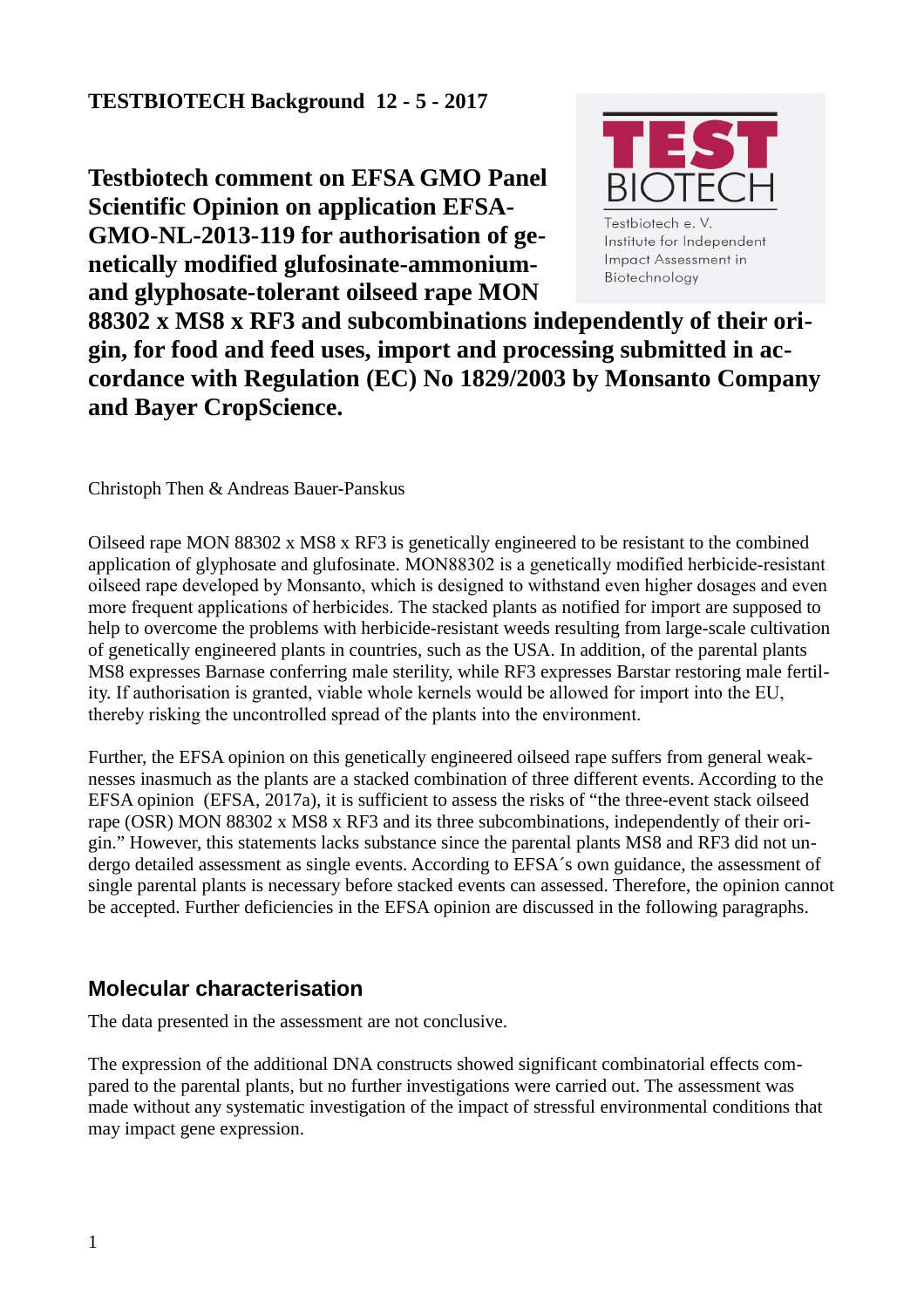**TESTBIOTECH Background 12 - 5 - 2017**

# Testbiotech comment on EFSA GMO Panel Scientific Opinion on application EFSA-GMO-NL-2013-119 for authorisation of genetically modified glufosinate-ammonium- and glyphosate-tolerant oilseed rape MON 88302 x MS8 x RF3 and subcombinations independently of their origin, for food and feed uses, import and processing submitted in accordance with Regulation (EC) No 1829/2003 by Monsanto Company and Bayer CropScience.

Testbiotech e. V.
Institute for Independent Impact Assessment in Biotechnology

Christoph Then & Andreas Bauer-Panskus

Oilseed rape MON 88302 x MS8 x RF3 is genetically engineered to be resistant to the combined application of glyphosate and glufosinate. MON88302 is a genetically modified herbicide-resistant oilseed rape developed by Monsanto, which is designed to withstand even higher dosages and even more frequent applications of herbicides. The stacked plants as notified for import are supposed to help to overcome the problems with herbicide-resistant weeds resulting from large-scale cultivation of genetically engineered plants in countries, such as the USA. In addition, of the parental plants MS8 expresses Barnase conferring male sterility, while RF3 expresses Barstar restoring male fertility. If authorisation is granted, viable whole kernels would be allowed for import into the EU, thereby risking the uncontrolled spread of the plants into the environment.

Further, the EFSA opinion on this genetically engineered oilseed rape suffers from general weaknesses inasmuch as the plants are a stacked combination of three different events. According to the EFSA opinion (EFSA, 2017a), it is sufficient to assess the risks of "the three-event stack oilseed rape (OSR) MON 88302 x MS8 x RF3 and its three subcombinations, independently of their origin." However, this statements lacks substance since the parental plants MS8 and RF3 did not undergo detailed assessment as single events. According to EFSA´s own guidance, the assessment of single parental plants is necessary before stacked events can assessed. Therefore, the opinion cannot be accepted. Further deficiencies in the EFSA opinion are discussed in the following paragraphs.

## Molecular characterisation

The data presented in the assessment are not conclusive.

The expression of the additional DNA constructs showed significant combinatorial effects compared to the parental plants, but no further investigations were carried out. The assessment was made without any systematic investigation of the impact of stressful environmental conditions that may impact gene expression.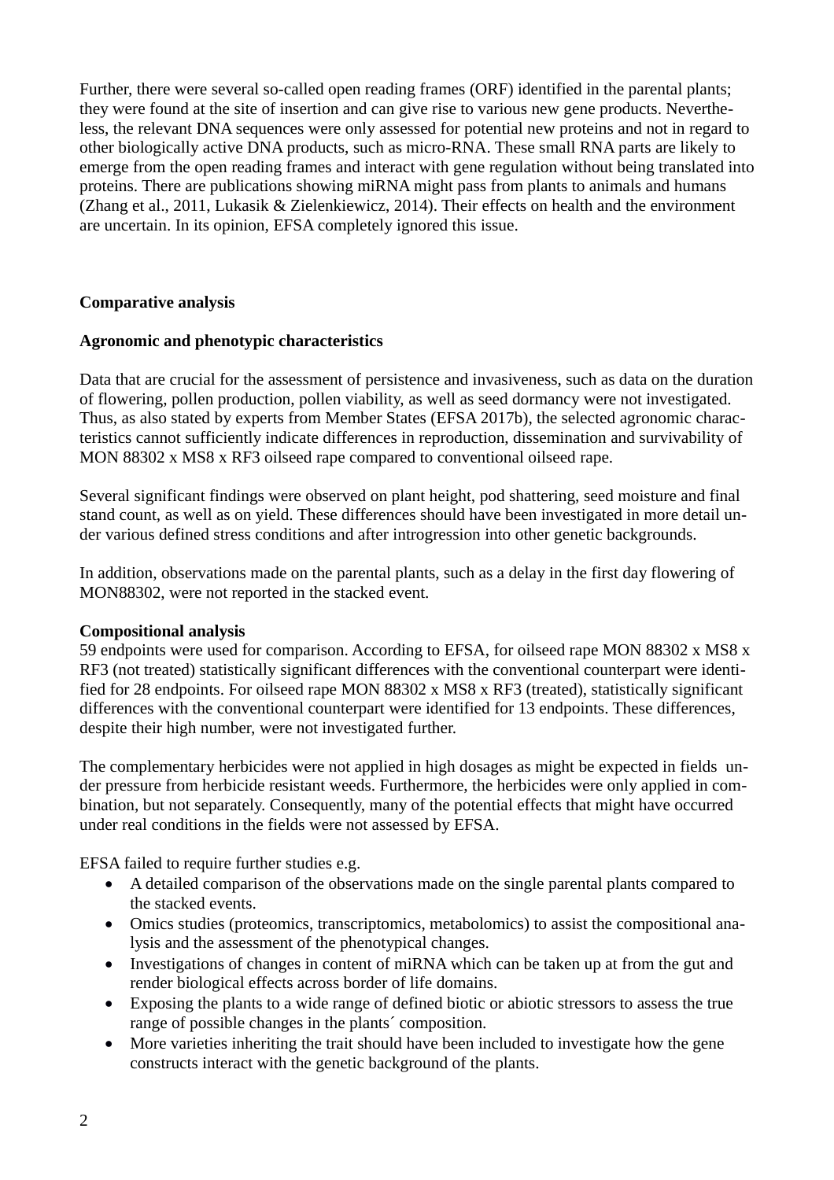Further, there were several so-called open reading frames (ORF) identified in the parental plants; they were found at the site of insertion and can give rise to various new gene products. Nevertheless, the relevant DNA sequences were only assessed for potential new proteins and not in regard to other biologically active DNA products, such as micro-RNA. These small RNA parts are likely to emerge from the open reading frames and interact with gene regulation without being translated into proteins. There are publications showing miRNA might pass from plants to animals and humans (Zhang et al., 2011, Lukasik & Zielenkiewicz, 2014). Their effects on health and the environment are uncertain. In its opinion, EFSA completely ignored this issue.

**Comparative analysis**

**Agronomic and phenotypic characteristics**

Data that are crucial for the assessment of persistence and invasiveness, such as data on the duration of flowering, pollen production, pollen viability, as well as seed dormancy were not investigated. Thus, as also stated by experts from Member States (EFSA 2017b), the selected agronomic characteristics cannot sufficiently indicate differences in reproduction, dissemination and survivability of MON 88302 x MS8 x RF3 oilseed rape compared to conventional oilseed rape.

Several significant findings were observed on plant height, pod shattering, seed moisture and final stand count, as well as on yield. These differences should have been investigated in more detail under various defined stress conditions and after introgression into other genetic backgrounds.

In addition, observations made on the parental plants, such as a delay in the first day flowering of MON88302, were not reported in the stacked event.

**Compositional analysis**

59 endpoints were used for comparison. According to EFSA, for oilseed rape MON 88302 x MS8 x RF3 (not treated) statistically significant differences with the conventional counterpart were identified for 28 endpoints. For oilseed rape MON 88302 x MS8 x RF3 (treated), statistically significant differences with the conventional counterpart were identified for 13 endpoints. These differences, despite their high number, were not investigated further.

The complementary herbicides were not applied in high dosages as might be expected in fields under pressure from herbicide resistant weeds. Furthermore, the herbicides were only applied in combination, but not separately. Consequently, many of the potential effects that might have occurred under real conditions in the fields were not assessed by EFSA.

EFSA failed to require further studies e.g.

- A detailed comparison of the observations made on the single parental plants compared to the stacked events.
- Omics studies (proteomics, transcriptomics, metabolomics) to assist the compositional analysis and the assessment of the phenotypical changes.
- Investigations of changes in content of miRNA which can be taken up at from the gut and render biological effects across border of life domains.
- Exposing the plants to a wide range of defined biotic or abiotic stressors to assess the true range of possible changes in the plants´ composition.
- More varieties inheriting the trait should have been included to investigate how the gene constructs interact with the genetic background of the plants.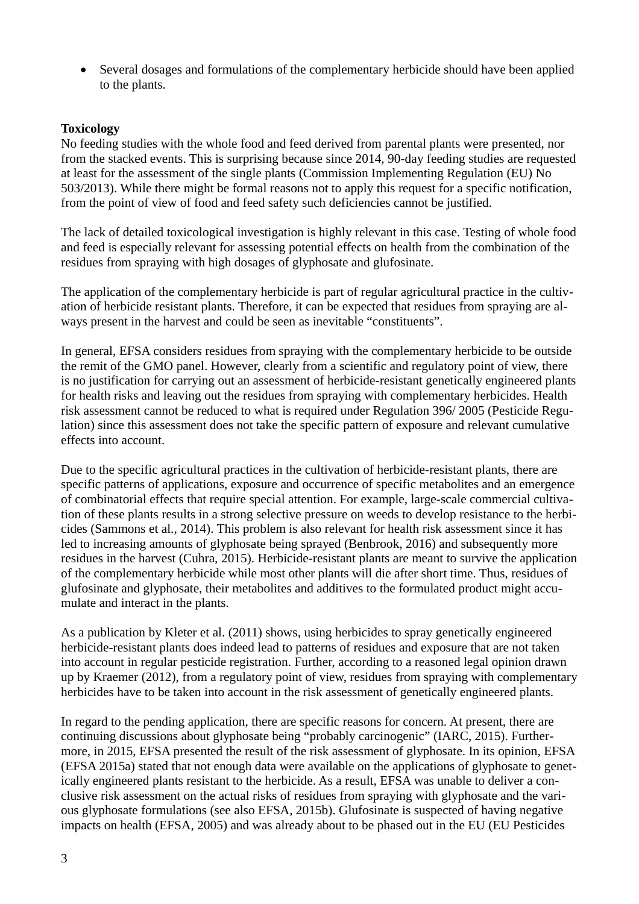- Several dosages and formulations of the complementary herbicide should have been applied to the plants.

**Toxicology**

No feeding studies with the whole food and feed derived from parental plants were presented, nor from the stacked events. This is surprising because since 2014, 90-day feeding studies are requested at least for the assessment of the single plants (Commission Implementing Regulation (EU) No 503/2013). While there might be formal reasons not to apply this request for a specific notification, from the point of view of food and feed safety such deficiencies cannot be justified.

The lack of detailed toxicological investigation is highly relevant in this case. Testing of whole food and feed is especially relevant for assessing potential effects on health from the combination of the residues from spraying with high dosages of glyphosate and glufosinate.

The application of the complementary herbicide is part of regular agricultural practice in the cultivation of herbicide resistant plants. Therefore, it can be expected that residues from spraying are always present in the harvest and could be seen as inevitable "constituents".

In general, EFSA considers residues from spraying with the complementary herbicide to be outside the remit of the GMO panel. However, clearly from a scientific and regulatory point of view, there is no justification for carrying out an assessment of herbicide-resistant genetically engineered plants for health risks and leaving out the residues from spraying with complementary herbicides. Health risk assessment cannot be reduced to what is required under Regulation 396/ 2005 (Pesticide Regulation) since this assessment does not take the specific pattern of exposure and relevant cumulative effects into account.

Due to the specific agricultural practices in the cultivation of herbicide-resistant plants, there are specific patterns of applications, exposure and occurrence of specific metabolites and an emergence of combinatorial effects that require special attention. For example, large-scale commercial cultivation of these plants results in a strong selective pressure on weeds to develop resistance to the herbicides (Sammons et al., 2014). This problem is also relevant for health risk assessment since it has led to increasing amounts of glyphosate being sprayed (Benbrook, 2016) and subsequently more residues in the harvest (Cuhra, 2015). Herbicide-resistant plants are meant to survive the application of the complementary herbicide while most other plants will die after short time. Thus, residues of glufosinate and glyphosate, their metabolites and additives to the formulated product might accumulate and interact in the plants.

As a publication by Kleter et al. (2011) shows, using herbicides to spray genetically engineered herbicide-resistant plants does indeed lead to patterns of residues and exposure that are not taken into account in regular pesticide registration. Further, according to a reasoned legal opinion drawn up by Kraemer (2012), from a regulatory point of view, residues from spraying with complementary herbicides have to be taken into account in the risk assessment of genetically engineered plants.

In regard to the pending application, there are specific reasons for concern. At present, there are continuing discussions about glyphosate being "probably carcinogenic" (IARC, 2015). Furthermore, in 2015, EFSA presented the result of the risk assessment of glyphosate. In its opinion, EFSA (EFSA 2015a) stated that not enough data were available on the applications of glyphosate to genetically engineered plants resistant to the herbicide. As a result, EFSA was unable to deliver a conclusive risk assessment on the actual risks of residues from spraying with glyphosate and the various glyphosate formulations (see also EFSA, 2015b). Glufosinate is suspected of having negative impacts on health (EFSA, 2005) and was already about to be phased out in the EU (EU Pesticides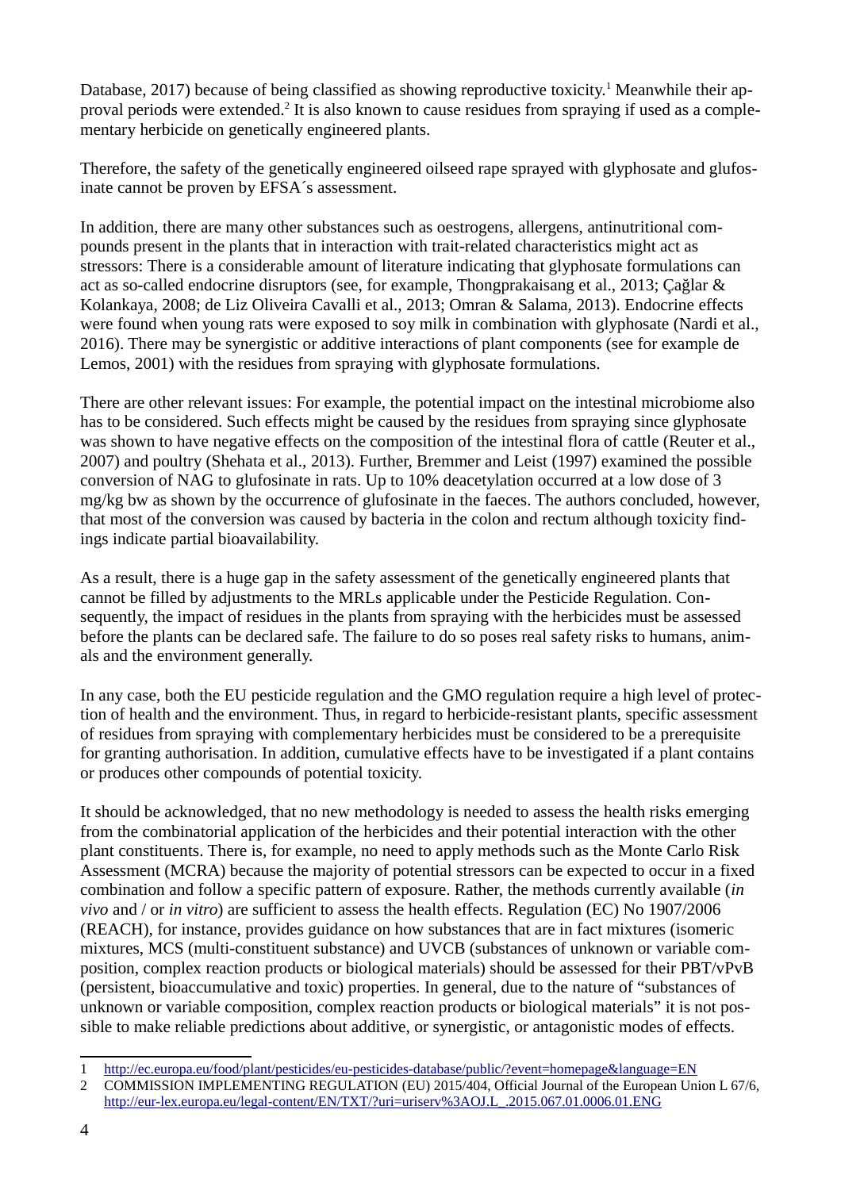Database, 2017) because of being classified as showing reproductive toxicity.[1] Meanwhile their approval periods were extended.[2] It is also known to cause residues from spraying if used as a complementary herbicide on genetically engineered plants.

Therefore, the safety of the genetically engineered oilseed rape sprayed with glyphosate and glufosinate cannot be proven by EFSA´s assessment.

In addition, there are many other substances such as oestrogens, allergens, antinutritional compounds present in the plants that in interaction with trait-related characteristics might act as stressors: There is a considerable amount of literature indicating that glyphosate formulations can act as so-called endocrine disruptors (see, for example, Thongprakaisang et al., 2013; Çağlar & Kolankaya, 2008; de Liz Oliveira Cavalli et al., 2013; Omran & Salama, 2013). Endocrine effects were found when young rats were exposed to soy milk in combination with glyphosate (Nardi et al., 2016). There may be synergistic or additive interactions of plant components (see for example de Lemos, 2001) with the residues from spraying with glyphosate formulations.

There are other relevant issues: For example, the potential impact on the intestinal microbiome also has to be considered. Such effects might be caused by the residues from spraying since glyphosate was shown to have negative effects on the composition of the intestinal flora of cattle (Reuter et al., 2007) and poultry (Shehata et al., 2013). Further, Bremmer and Leist (1997) examined the possible conversion of NAG to glufosinate in rats. Up to 10% deacetylation occurred at a low dose of 3 mg/kg bw as shown by the occurrence of glufosinate in the faeces. The authors concluded, however, that most of the conversion was caused by bacteria in the colon and rectum although toxicity findings indicate partial bioavailability.

As a result, there is a huge gap in the safety assessment of the genetically engineered plants that cannot be filled by adjustments to the MRLs applicable under the Pesticide Regulation. Consequently, the impact of residues in the plants from spraying with the herbicides must be assessed before the plants can be declared safe. The failure to do so poses real safety risks to humans, animals and the environment generally.

In any case, both the EU pesticide regulation and the GMO regulation require a high level of protection of health and the environment. Thus, in regard to herbicide-resistant plants, specific assessment of residues from spraying with complementary herbicides must be considered to be a prerequisite for granting authorisation. In addition, cumulative effects have to be investigated if a plant contains or produces other compounds of potential toxicity.

It should be acknowledged, that no new methodology is needed to assess the health risks emerging from the combinatorial application of the herbicides and their potential interaction with the other plant constituents. There is, for example, no need to apply methods such as the Monte Carlo Risk Assessment (MCRA) because the majority of potential stressors can be expected to occur in a fixed combination and follow a specific pattern of exposure. Rather, the methods currently available (*in vivo* and / or *in vitro*) are sufficient to assess the health effects. Regulation (EC) No 1907/2006 (REACH), for instance, provides guidance on how substances that are in fact mixtures (isomeric mixtures, MCS (multi-constituent substance) and UVCB (substances of unknown or variable composition, complex reaction products or biological materials) should be assessed for their PBT/vPvB (persistent, bioaccumulative and toxic) properties. In general, due to the nature of “substances of unknown or variable composition, complex reaction products or biological materials” it is not possible to make reliable predictions about additive, or synergistic, or antagonistic modes of effects.

---

1 http://ec.europa.eu/food/plant/pesticides/eu-pesticides-database/public/?event=homepage&language=EN

2 COMMISSION IMPLEMENTING REGULATION (EU) 2015/404, Official Journal of the European Union L 67/6, http://eur-lex.europa.eu/legal-content/EN/TXT/?uri=uriserv%3AOJ.L_.2015.067.01.0006.01.ENG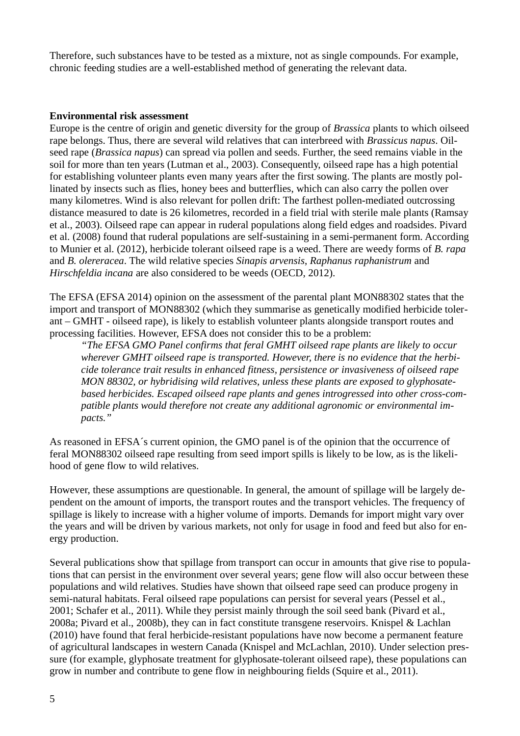Therefore, such substances have to be tested as a mixture, not as single compounds. For example, chronic feeding studies are a well-established method of generating the relevant data.

**Environmental risk assessment**

Europe is the centre of origin and genetic diversity for the group of *Brassica* plants to which oilseed rape belongs. Thus, there are several wild relatives that can interbreed with *Brassicus napus*. Oilseed rape (*Brassica napus*) can spread via pollen and seeds. Further, the seed remains viable in the soil for more than ten years (Lutman et al., 2003). Consequently, oilseed rape has a high potential for establishing volunteer plants even many years after the first sowing. The plants are mostly pollinated by insects such as flies, honey bees and butterflies, which can also carry the pollen over many kilometres. Wind is also relevant for pollen drift: The farthest pollen-mediated outcrossing distance measured to date is 26 kilometres, recorded in a field trial with sterile male plants (Ramsay et al., 2003). Oilseed rape can appear in ruderal populations along field edges and roadsides. Pivard et al. (2008) found that ruderal populations are self-sustaining in a semi-permanent form. According to Munier et al. (2012), herbicide tolerant oilseed rape is a weed. There are weedy forms of *B. rapa* and *B. olereracea*. The wild relative species *Sinapis arvensis*, *Raphanus raphanistrum* and *Hirschfeldia incana* are also considered to be weeds (OECD, 2012).

The EFSA (EFSA 2014) opinion on the assessment of the parental plant MON88302 states that the import and transport of MON88302 (which they summarise as genetically modified herbicide tolerant – GMHT - oilseed rape), is likely to establish volunteer plants alongside transport routes and processing facilities. However, EFSA does not consider this to be a problem:

> *"The EFSA GMO Panel confirms that feral GMHT oilseed rape plants are likely to occur wherever GMHT oilseed rape is transported. However, there is no evidence that the herbicide tolerance trait results in enhanced fitness, persistence or invasiveness of oilseed rape MON 88302, or hybridising wild relatives, unless these plants are exposed to glyphosate-based herbicides. Escaped oilseed rape plants and genes introgressed into other cross-compatible plants would therefore not create any additional agronomic or environmental impacts."*

As reasoned in EFSA´s current opinion, the GMO panel is of the opinion that the occurrence of feral MON88302 oilseed rape resulting from seed import spills is likely to be low, as is the likelihood of gene flow to wild relatives.

However, these assumptions are questionable. In general, the amount of spillage will be largely dependent on the amount of imports, the transport routes and the transport vehicles. The frequency of spillage is likely to increase with a higher volume of imports. Demands for import might vary over the years and will be driven by various markets, not only for usage in food and feed but also for energy production.

Several publications show that spillage from transport can occur in amounts that give rise to populations that can persist in the environment over several years; gene flow will also occur between these populations and wild relatives. Studies have shown that oilseed rape seed can produce progeny in semi-natural habitats. Feral oilseed rape populations can persist for several years (Pessel et al., 2001; Schafer et al., 2011). While they persist mainly through the soil seed bank (Pivard et al., 2008a; Pivard et al., 2008b), they can in fact constitute transgene reservoirs. Knispel & Lachlan (2010) have found that feral herbicide-resistant populations have now become a permanent feature of agricultural landscapes in western Canada (Knispel and McLachlan, 2010). Under selection pressure (for example, glyphosate treatment for glyphosate-tolerant oilseed rape), these populations can grow in number and contribute to gene flow in neighbouring fields (Squire et al., 2011).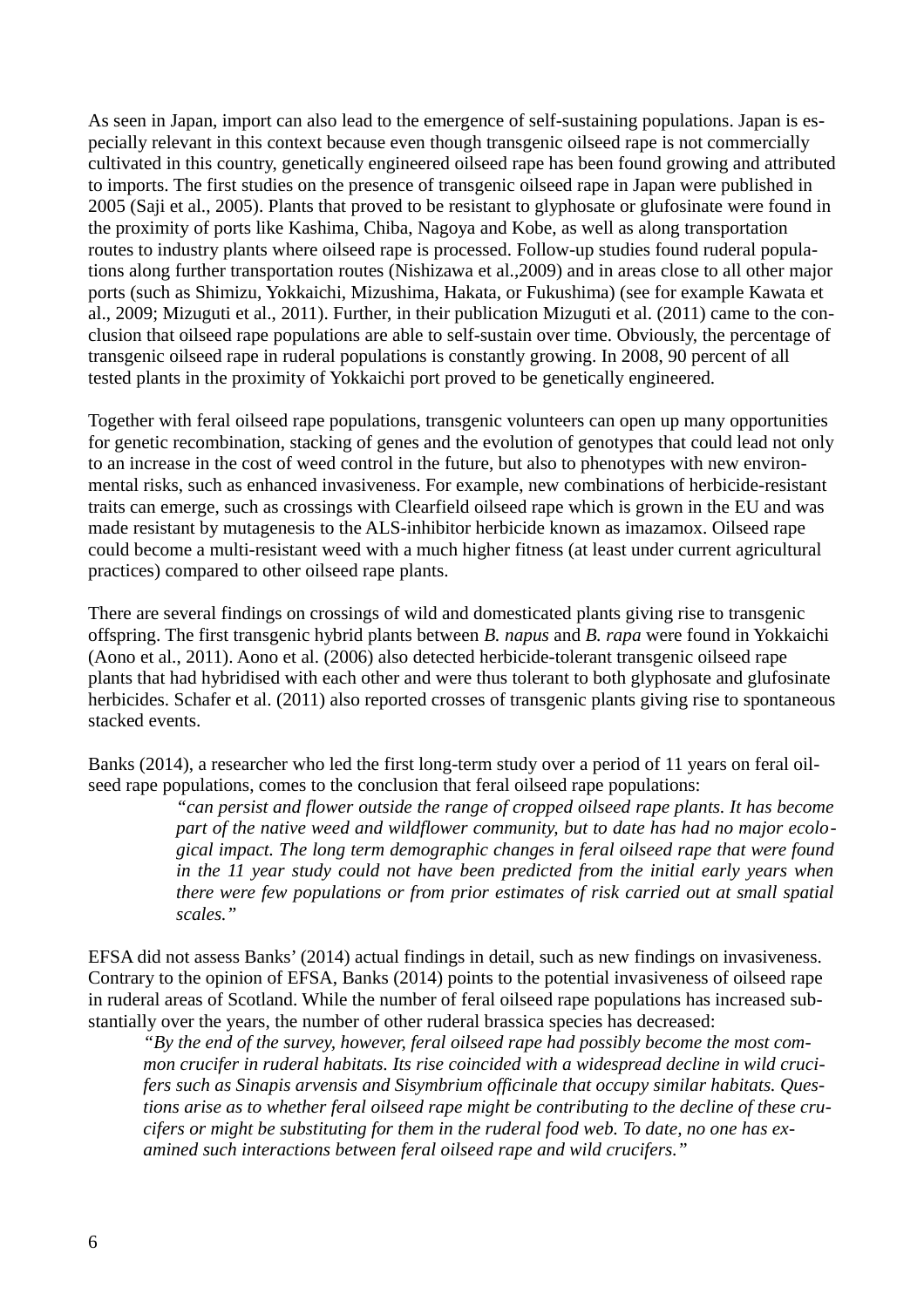As seen in Japan, import can also lead to the emergence of self-sustaining populations. Japan is especially relevant in this context because even though transgenic oilseed rape is not commercially cultivated in this country, genetically engineered oilseed rape has been found growing and attributed to imports. The first studies on the presence of transgenic oilseed rape in Japan were published in 2005 (Saji et al., 2005). Plants that proved to be resistant to glyphosate or glufosinate were found in the proximity of ports like Kashima, Chiba, Nagoya and Kobe, as well as along transportation routes to industry plants where oilseed rape is processed. Follow-up studies found ruderal populations along further transportation routes (Nishizawa et al.,2009) and in areas close to all other major ports (such as Shimizu, Yokkaichi, Mizushima, Hakata, or Fukushima) (see for example Kawata et al., 2009; Mizuguti et al., 2011). Further, in their publication Mizuguti et al. (2011) came to the conclusion that oilseed rape populations are able to self-sustain over time. Obviously, the percentage of transgenic oilseed rape in ruderal populations is constantly growing. In 2008, 90 percent of all tested plants in the proximity of Yokkaichi port proved to be genetically engineered.

Together with feral oilseed rape populations, transgenic volunteers can open up many opportunities for genetic recombination, stacking of genes and the evolution of genotypes that could lead not only to an increase in the cost of weed control in the future, but also to phenotypes with new environmental risks, such as enhanced invasiveness. For example, new combinations of herbicide-resistant traits can emerge, such as crossings with Clearfield oilseed rape which is grown in the EU and was made resistant by mutagenesis to the ALS-inhibitor herbicide known as imazamox. Oilseed rape could become a multi-resistant weed with a much higher fitness (at least under current agricultural practices) compared to other oilseed rape plants.

There are several findings on crossings of wild and domesticated plants giving rise to transgenic offspring. The first transgenic hybrid plants between *B. napus* and *B. rapa* were found in Yokkaichi (Aono et al., 2011). Aono et al. (2006) also detected herbicide-tolerant transgenic oilseed rape plants that had hybridised with each other and were thus tolerant to both glyphosate and glufosinate herbicides. Schafer et al. (2011) also reported crosses of transgenic plants giving rise to spontaneous stacked events.

Banks (2014), a researcher who led the first long-term study over a period of 11 years on feral oilseed rape populations, comes to the conclusion that feral oilseed rape populations:

> *"can persist and flower outside the range of cropped oilseed rape plants. It has become part of the native weed and wildflower community, but to date has had no major ecological impact. The long term demographic changes in feral oilseed rape that were found in the 11 year study could not have been predicted from the initial early years when there were few populations or from prior estimates of risk carried out at small spatial scales."*

EFSA did not assess Banks' (2014) actual findings in detail, such as new findings on invasiveness. Contrary to the opinion of EFSA, Banks (2014) points to the potential invasiveness of oilseed rape in ruderal areas of Scotland. While the number of feral oilseed rape populations has increased substantially over the years, the number of other ruderal brassica species has decreased:

> *"By the end of the survey, however, feral oilseed rape had possibly become the most common crucifer in ruderal habitats. Its rise coincided with a widespread decline in wild crucifers such as Sinapis arvensis and Sisymbrium officinale that occupy similar habitats. Questions arise as to whether feral oilseed rape might be contributing to the decline of these crucifers or might be substituting for them in the ruderal food web. To date, no one has examined such interactions between feral oilseed rape and wild crucifers."*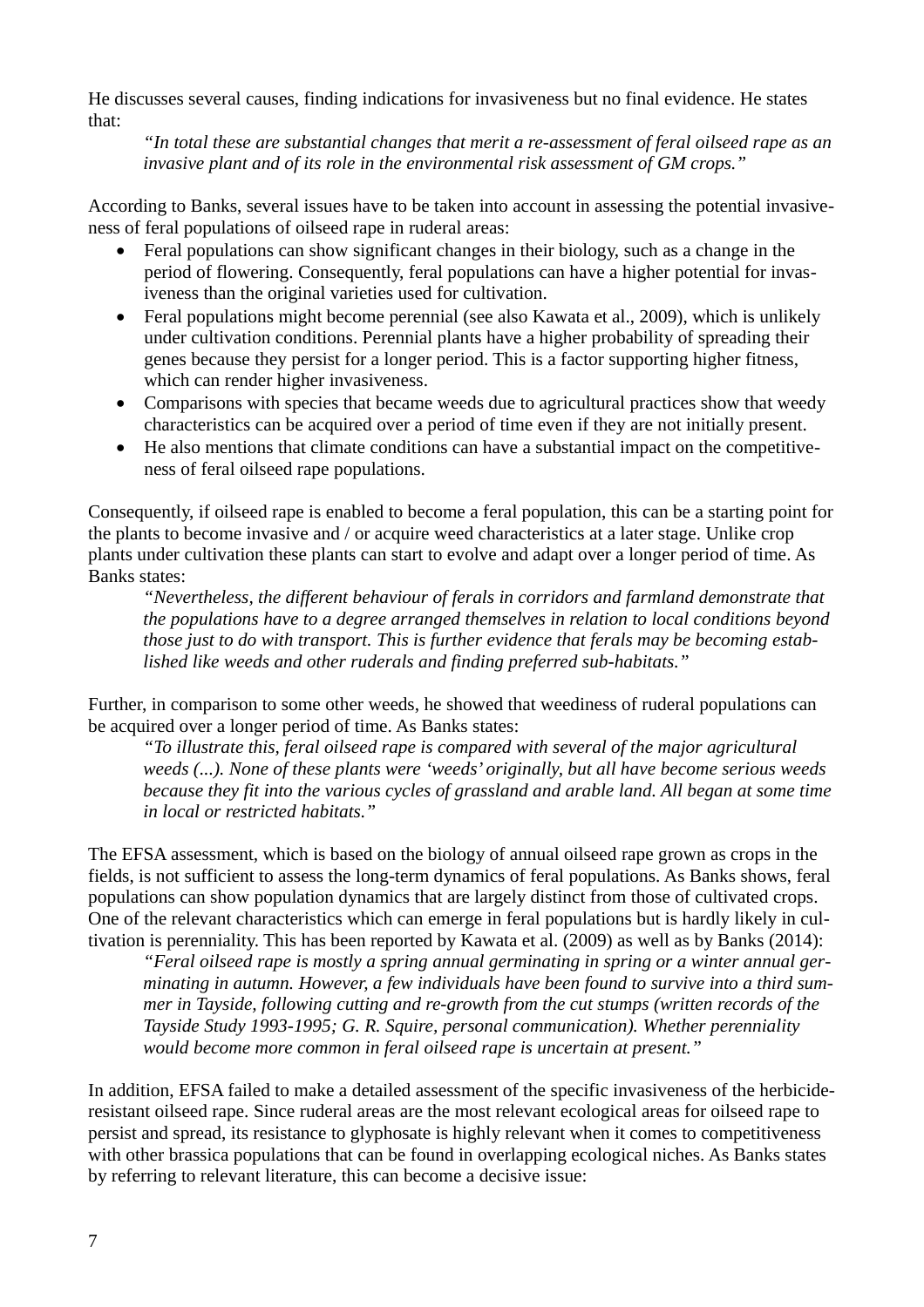He discusses several causes, finding indications for invasiveness but no final evidence. He states that:

> *"In total these are substantial changes that merit a re-assessment of feral oilseed rape as an invasive plant and of its role in the environmental risk assessment of GM crops."*

According to Banks, several issues have to be taken into account in assessing the potential invasiveness of feral populations of oilseed rape in ruderal areas:

- Feral populations can show significant changes in their biology, such as a change in the period of flowering. Consequently, feral populations can have a higher potential for invasiveness than the original varieties used for cultivation.
- Feral populations might become perennial (see also Kawata et al., 2009), which is unlikely under cultivation conditions. Perennial plants have a higher probability of spreading their genes because they persist for a longer period. This is a factor supporting higher fitness, which can render higher invasiveness.
- Comparisons with species that became weeds due to agricultural practices show that weedy characteristics can be acquired over a period of time even if they are not initially present.
- He also mentions that climate conditions can have a substantial impact on the competitiveness of feral oilseed rape populations.

Consequently, if oilseed rape is enabled to become a feral population, this can be a starting point for the plants to become invasive and / or acquire weed characteristics at a later stage. Unlike crop plants under cultivation these plants can start to evolve and adapt over a longer period of time. As Banks states:

> *"Nevertheless, the different behaviour of ferals in corridors and farmland demonstrate that the populations have to a degree arranged themselves in relation to local conditions beyond those just to do with transport. This is further evidence that ferals may be becoming established like weeds and other ruderals and finding preferred sub-habitats."*

Further, in comparison to some other weeds, he showed that weediness of ruderal populations can be acquired over a longer period of time. As Banks states:

> *"To illustrate this, feral oilseed rape is compared with several of the major agricultural weeds (...). None of these plants were 'weeds' originally, but all have become serious weeds because they fit into the various cycles of grassland and arable land. All began at some time in local or restricted habitats."*

The EFSA assessment, which is based on the biology of annual oilseed rape grown as crops in the fields, is not sufficient to assess the long-term dynamics of feral populations. As Banks shows, feral populations can show population dynamics that are largely distinct from those of cultivated crops. One of the relevant characteristics which can emerge in feral populations but is hardly likely in cultivation is perenniality. This has been reported by Kawata et al. (2009) as well as by Banks (2014):

> *"Feral oilseed rape is mostly a spring annual germinating in spring or a winter annual germinating in autumn. However, a few individuals have been found to survive into a third summer in Tayside, following cutting and re-growth from the cut stumps (written records of the Tayside Study 1993-1995; G. R. Squire, personal communication). Whether perenniality would become more common in feral oilseed rape is uncertain at present."*

In addition, EFSA failed to make a detailed assessment of the specific invasiveness of the herbicide-resistant oilseed rape. Since ruderal areas are the most relevant ecological areas for oilseed rape to persist and spread, its resistance to glyphosate is highly relevant when it comes to competitiveness with other brassica populations that can be found in overlapping ecological niches. As Banks states by referring to relevant literature, this can become a decisive issue: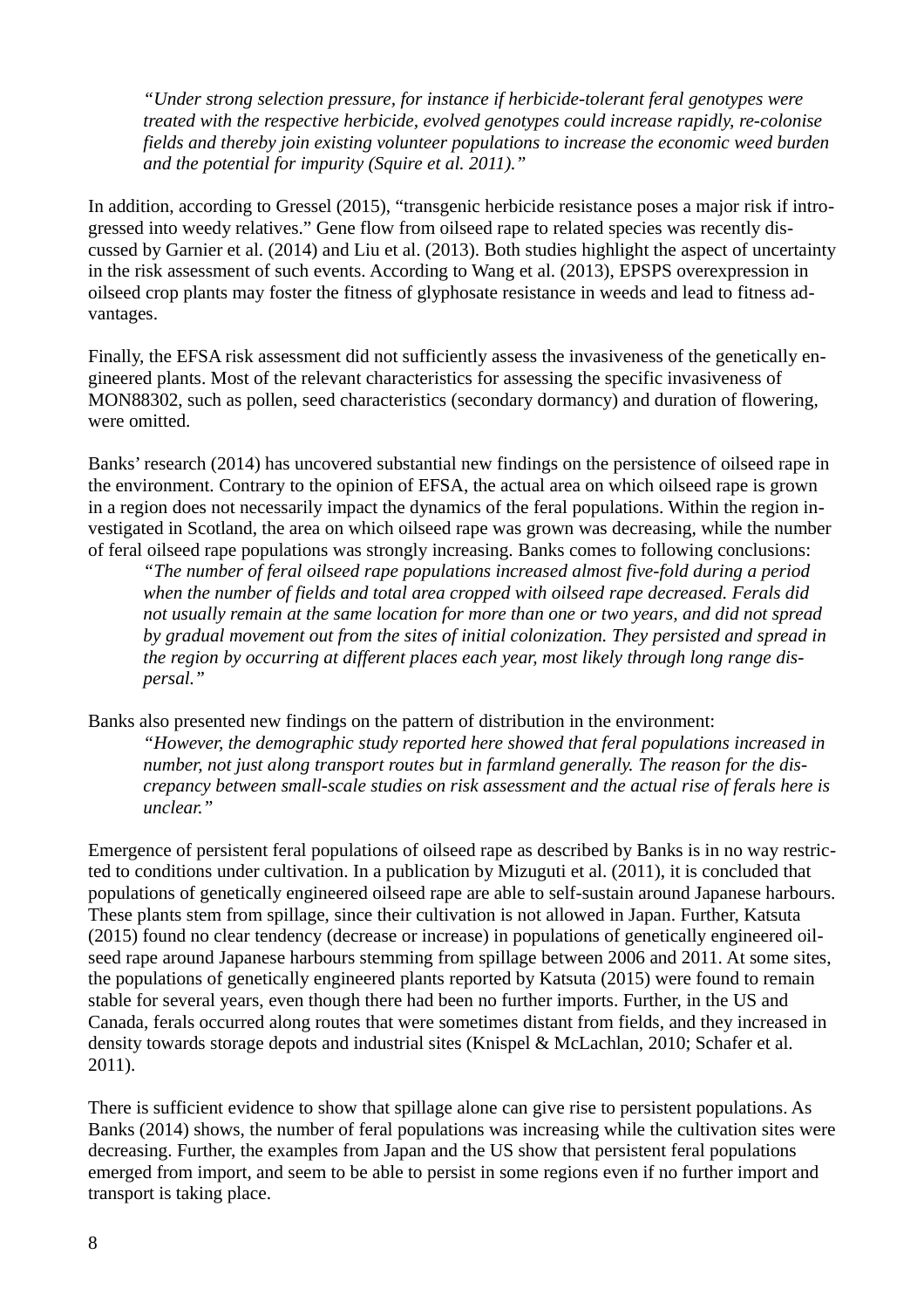> *"Under strong selection pressure, for instance if herbicide-tolerant feral genotypes were treated with the respective herbicide, evolved genotypes could increase rapidly, re-colonise fields and thereby join existing volunteer populations to increase the economic weed burden and the potential for impurity (Squire et al. 2011)."*

In addition, according to Gressel (2015), "transgenic herbicide resistance poses a major risk if introgressed into weedy relatives." Gene flow from oilseed rape to related species was recently discussed by Garnier et al. (2014) and Liu et al. (2013). Both studies highlight the aspect of uncertainty in the risk assessment of such events. According to Wang et al. (2013), EPSPS overexpression in oilseed crop plants may foster the fitness of glyphosate resistance in weeds and lead to fitness advantages.

Finally, the EFSA risk assessment did not sufficiently assess the invasiveness of the genetically engineered plants. Most of the relevant characteristics for assessing the specific invasiveness of MON88302, such as pollen, seed characteristics (secondary dormancy) and duration of flowering, were omitted.

Banks' research (2014) has uncovered substantial new findings on the persistence of oilseed rape in the environment. Contrary to the opinion of EFSA, the actual area on which oilseed rape is grown in a region does not necessarily impact the dynamics of the feral populations. Within the region investigated in Scotland, the area on which oilseed rape was grown was decreasing, while the number of feral oilseed rape populations was strongly increasing. Banks comes to following conclusions:

> *"The number of feral oilseed rape populations increased almost five-fold during a period when the number of fields and total area cropped with oilseed rape decreased. Ferals did not usually remain at the same location for more than one or two years, and did not spread by gradual movement out from the sites of initial colonization. They persisted and spread in the region by occurring at different places each year, most likely through long range dispersal."*

Banks also presented new findings on the pattern of distribution in the environment:

> *"However, the demographic study reported here showed that feral populations increased in number, not just along transport routes but in farmland generally. The reason for the discrepancy between small-scale studies on risk assessment and the actual rise of ferals here is unclear."*

Emergence of persistent feral populations of oilseed rape as described by Banks is in no way restricted to conditions under cultivation. In a publication by Mizuguti et al. (2011), it is concluded that populations of genetically engineered oilseed rape are able to self-sustain around Japanese harbours. These plants stem from spillage, since their cultivation is not allowed in Japan. Further, Katsuta (2015) found no clear tendency (decrease or increase) in populations of genetically engineered oilseed rape around Japanese harbours stemming from spillage between 2006 and 2011. At some sites, the populations of genetically engineered plants reported by Katsuta (2015) were found to remain stable for several years, even though there had been no further imports. Further, in the US and Canada, ferals occurred along routes that were sometimes distant from fields, and they increased in density towards storage depots and industrial sites (Knispel & McLachlan, 2010; Schafer et al. 2011).

There is sufficient evidence to show that spillage alone can give rise to persistent populations. As Banks (2014) shows, the number of feral populations was increasing while the cultivation sites were decreasing. Further, the examples from Japan and the US show that persistent feral populations emerged from import, and seem to be able to persist in some regions even if no further import and transport is taking place.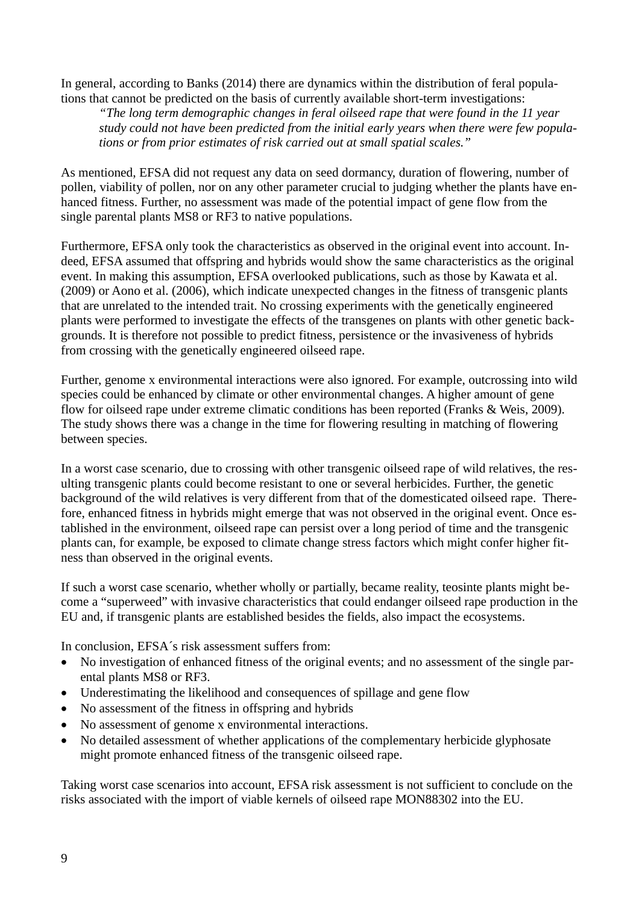In general, according to Banks (2014) there are dynamics within the distribution of feral populations that cannot be predicted on the basis of currently available short-term investigations:

> *"The long term demographic changes in feral oilseed rape that were found in the 11 year study could not have been predicted from the initial early years when there were few populations or from prior estimates of risk carried out at small spatial scales."*

As mentioned, EFSA did not request any data on seed dormancy, duration of flowering, number of pollen, viability of pollen, nor on any other parameter crucial to judging whether the plants have enhanced fitness. Further, no assessment was made of the potential impact of gene flow from the single parental plants MS8 or RF3 to native populations.

Furthermore, EFSA only took the characteristics as observed in the original event into account. Indeed, EFSA assumed that offspring and hybrids would show the same characteristics as the original event. In making this assumption, EFSA overlooked publications, such as those by Kawata et al. (2009) or Aono et al. (2006), which indicate unexpected changes in the fitness of transgenic plants that are unrelated to the intended trait. No crossing experiments with the genetically engineered plants were performed to investigate the effects of the transgenes on plants with other genetic backgrounds. It is therefore not possible to predict fitness, persistence or the invasiveness of hybrids from crossing with the genetically engineered oilseed rape.

Further, genome x environmental interactions were also ignored. For example, outcrossing into wild species could be enhanced by climate or other environmental changes. A higher amount of gene flow for oilseed rape under extreme climatic conditions has been reported (Franks & Weis, 2009). The study shows there was a change in the time for flowering resulting in matching of flowering between species.

In a worst case scenario, due to crossing with other transgenic oilseed rape of wild relatives, the resulting transgenic plants could become resistant to one or several herbicides. Further, the genetic background of the wild relatives is very different from that of the domesticated oilseed rape. Therefore, enhanced fitness in hybrids might emerge that was not observed in the original event. Once established in the environment, oilseed rape can persist over a long period of time and the transgenic plants can, for example, be exposed to climate change stress factors which might confer higher fitness than observed in the original events.

If such a worst case scenario, whether wholly or partially, became reality, teosinte plants might become a "superweed" with invasive characteristics that could endanger oilseed rape production in the EU and, if transgenic plants are established besides the fields, also impact the ecosystems.

In conclusion, EFSA´s risk assessment suffers from:

- No investigation of enhanced fitness of the original events; and no assessment of the single parental plants MS8 or RF3.
- Underestimating the likelihood and consequences of spillage and gene flow
- No assessment of the fitness in offspring and hybrids
- No assessment of genome x environmental interactions.
- No detailed assessment of whether applications of the complementary herbicide glyphosate might promote enhanced fitness of the transgenic oilseed rape.

Taking worst case scenarios into account, EFSA risk assessment is not sufficient to conclude on the risks associated with the import of viable kernels of oilseed rape MON88302 into the EU.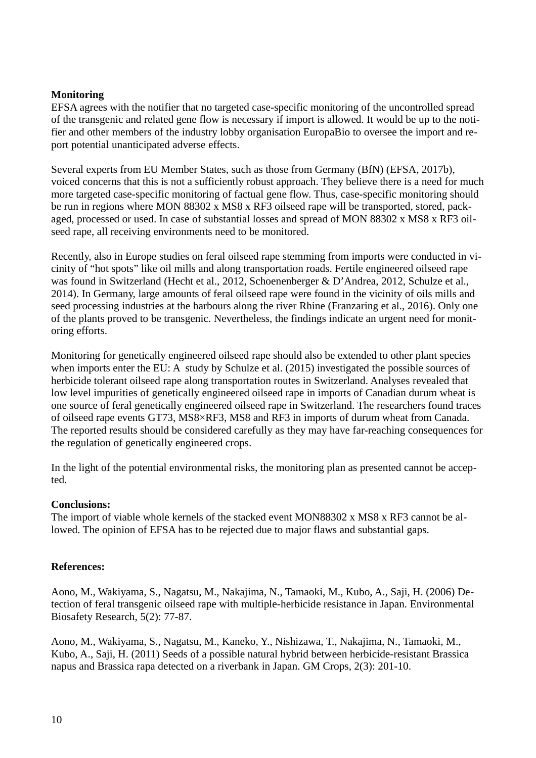**Monitoring**

EFSA agrees with the notifier that no targeted case-specific monitoring of the uncontrolled spread of the transgenic and related gene flow is necessary if import is allowed. It would be up to the notifier and other members of the industry lobby organisation EuropaBio to oversee the import and report potential unanticipated adverse effects.

Several experts from EU Member States, such as those from Germany (BfN) (EFSA, 2017b), voiced concerns that this is not a sufficiently robust approach. They believe there is a need for much more targeted case-specific monitoring of factual gene flow. Thus, case-specific monitoring should be run in regions where MON 88302 x MS8 x RF3 oilseed rape will be transported, stored, packaged, processed or used. In case of substantial losses and spread of MON 88302 x MS8 x RF3 oilseed rape, all receiving environments need to be monitored.

Recently, also in Europe studies on feral oilseed rape stemming from imports were conducted in vicinity of "hot spots" like oil mills and along transportation roads. Fertile engineered oilseed rape was found in Switzerland (Hecht et al., 2012, Schoenenberger & D'Andrea, 2012, Schulze et al., 2014). In Germany, large amounts of feral oilseed rape were found in the vicinity of oils mills and seed processing industries at the harbours along the river Rhine (Franzaring et al., 2016). Only one of the plants proved to be transgenic. Nevertheless, the findings indicate an urgent need for monitoring efforts.

Monitoring for genetically engineered oilseed rape should also be extended to other plant species when imports enter the EU: A study by Schulze et al. (2015) investigated the possible sources of herbicide tolerant oilseed rape along transportation routes in Switzerland. Analyses revealed that low level impurities of genetically engineered oilseed rape in imports of Canadian durum wheat is one source of feral genetically engineered oilseed rape in Switzerland. The researchers found traces of oilseed rape events GT73, MS8×RF3, MS8 and RF3 in imports of durum wheat from Canada. The reported results should be considered carefully as they may have far-reaching consequences for the regulation of genetically engineered crops.

In the light of the potential environmental risks, the monitoring plan as presented cannot be accepted.

**Conclusions:**

The import of viable whole kernels of the stacked event MON88302 x MS8 x RF3 cannot be allowed. The opinion of EFSA has to be rejected due to major flaws and substantial gaps.

**References:**

Aono, M., Wakiyama, S., Nagatsu, M., Nakajima, N., Tamaoki, M., Kubo, A., Saji, H. (2006) Detection of feral transgenic oilseed rape with multiple-herbicide resistance in Japan. Environmental Biosafety Research, 5(2): 77-87.

Aono, M., Wakiyama, S., Nagatsu, M., Kaneko, Y., Nishizawa, T., Nakajima, N., Tamaoki, M., Kubo, A., Saji, H. (2011) Seeds of a possible natural hybrid between herbicide-resistant Brassica napus and Brassica rapa detected on a riverbank in Japan. GM Crops, 2(3): 201-10.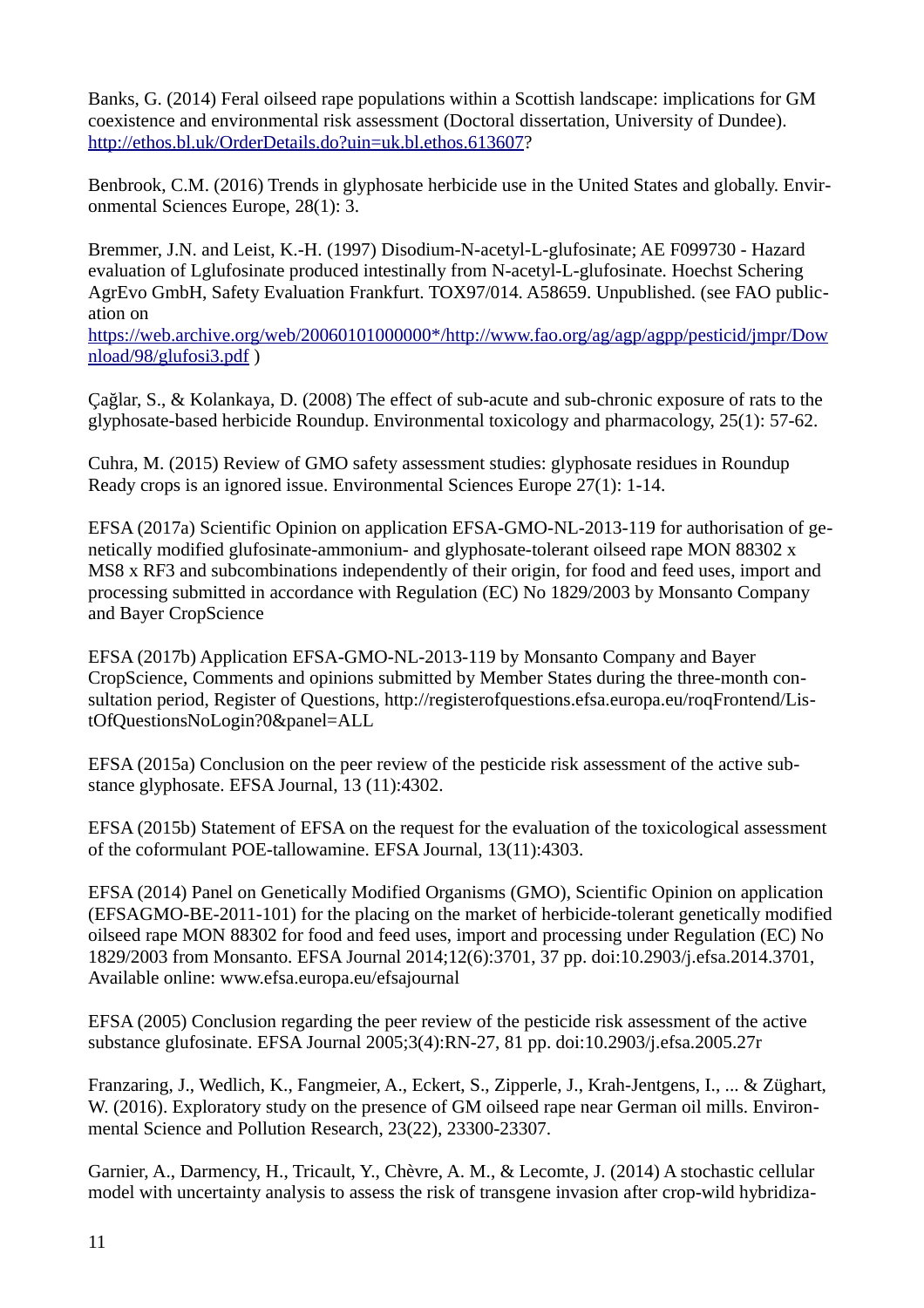Banks, G. (2014) Feral oilseed rape populations within a Scottish landscape: implications for GM coexistence and environmental risk assessment (Doctoral dissertation, University of Dundee). http://ethos.bl.uk/OrderDetails.do?uin=uk.bl.ethos.613607?

Benbrook, C.M. (2016) Trends in glyphosate herbicide use in the United States and globally. Environmental Sciences Europe, 28(1): 3.

Bremmer, J.N. and Leist, K.-H. (1997) Disodium-N-acetyl-L-glufosinate; AE F099730 - Hazard evaluation of Lglufosinate produced intestinally from N-acetyl-L-glufosinate. Hoechst Schering AgrEvo GmbH, Safety Evaluation Frankfurt. TOX97/014. A58659. Unpublished. (see FAO publication on https://web.archive.org/web/20060101000000*/http://www.fao.org/ag/agp/agpp/pesticid/jmpr/Download/98/glufosi3.pdf )

Çağlar, S., & Kolankaya, D. (2008) The effect of sub-acute and sub-chronic exposure of rats to the glyphosate-based herbicide Roundup. Environmental toxicology and pharmacology, 25(1): 57-62.

Cuhra, M. (2015) Review of GMO safety assessment studies: glyphosate residues in Roundup Ready crops is an ignored issue. Environmental Sciences Europe 27(1): 1-14.

EFSA (2017a) Scientific Opinion on application EFSA-GMO-NL-2013-119 for authorisation of genetically modified glufosinate-ammonium- and glyphosate-tolerant oilseed rape MON 88302 x MS8 x RF3 and subcombinations independently of their origin, for food and feed uses, import and processing submitted in accordance with Regulation (EC) No 1829/2003 by Monsanto Company and Bayer CropScience

EFSA (2017b) Application EFSA-GMO-NL-2013-119 by Monsanto Company and Bayer CropScience, Comments and opinions submitted by Member States during the three-month consultation period, Register of Questions, http://registerofquestions.efsa.europa.eu/roqFrontend/ListOfQuestionsNoLogin?0&panel=ALL

EFSA (2015a) Conclusion on the peer review of the pesticide risk assessment of the active substance glyphosate. EFSA Journal, 13 (11):4302.

EFSA (2015b) Statement of EFSA on the request for the evaluation of the toxicological assessment of the coformulant POE-tallowamine. EFSA Journal, 13(11):4303.

EFSA (2014) Panel on Genetically Modified Organisms (GMO), Scientific Opinion on application (EFSAGMO-BE-2011-101) for the placing on the market of herbicide-tolerant genetically modified oilseed rape MON 88302 for food and feed uses, import and processing under Regulation (EC) No 1829/2003 from Monsanto. EFSA Journal 2014;12(6):3701, 37 pp. doi:10.2903/j.efsa.2014.3701, Available online: www.efsa.europa.eu/efsajournal

EFSA (2005) Conclusion regarding the peer review of the pesticide risk assessment of the active substance glufosinate. EFSA Journal 2005;3(4):RN-27, 81 pp. doi:10.2903/j.efsa.2005.27r

Franzaring, J., Wedlich, K., Fangmeier, A., Eckert, S., Zipperle, J., Krah-Jentgens, I., ... & Züghart, W. (2016). Exploratory study on the presence of GM oilseed rape near German oil mills. Environmental Science and Pollution Research, 23(22), 23300-23307.

Garnier, A., Darmency, H., Tricault, Y., Chèvre, A. M., & Lecomte, J. (2014) A stochastic cellular model with uncertainty analysis to assess the risk of transgene invasion after crop-wild hybridiza-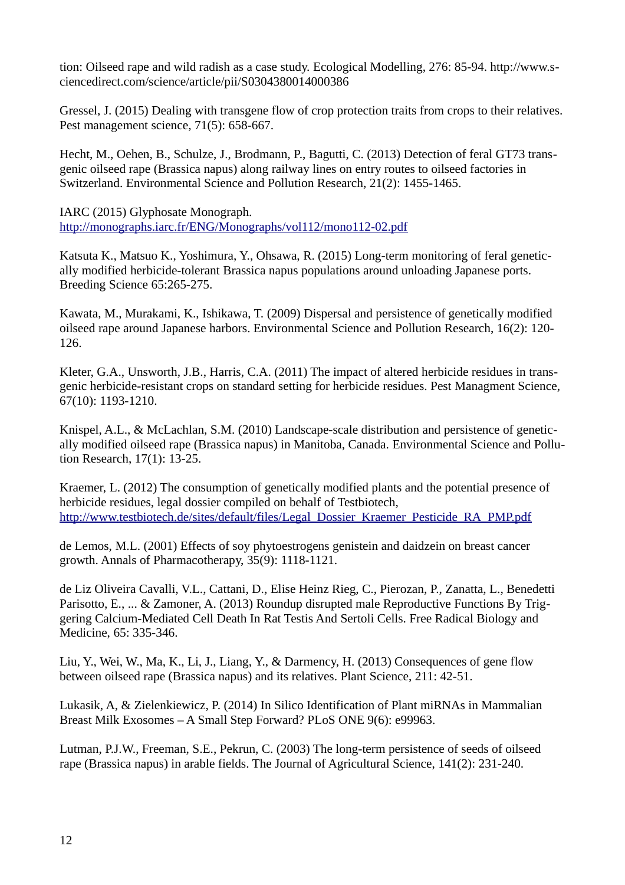tion: Oilseed rape and wild radish as a case study. Ecological Modelling, 276: 85-94. http://www.sciencedirect.com/science/article/pii/S0304380014000386

Gressel, J. (2015) Dealing with transgene flow of crop protection traits from crops to their relatives. Pest management science, 71(5): 658-667.

Hecht, M., Oehen, B., Schulze, J., Brodmann, P., Bagutti, C. (2013) Detection of feral GT73 transgenic oilseed rape (Brassica napus) along railway lines on entry routes to oilseed factories in Switzerland. Environmental Science and Pollution Research, 21(2): 1455-1465.

IARC (2015) Glyphosate Monograph. http://monographs.iarc.fr/ENG/Monographs/vol112/mono112-02.pdf

Katsuta K., Matsuo K., Yoshimura, Y., Ohsawa, R. (2015) Long-term monitoring of feral genetically modified herbicide-tolerant Brassica napus populations around unloading Japanese ports. Breeding Science 65:265-275.

Kawata, M., Murakami, K., Ishikawa, T. (2009) Dispersal and persistence of genetically modified oilseed rape around Japanese harbors. Environmental Science and Pollution Research, 16(2): 120-126.

Kleter, G.A., Unsworth, J.B., Harris, C.A. (2011) The impact of altered herbicide residues in transgenic herbicide-resistant crops on standard setting for herbicide residues. Pest Managment Science, 67(10): 1193-1210.

Knispel, A.L., & McLachlan, S.M. (2010) Landscape-scale distribution and persistence of genetically modified oilseed rape (Brassica napus) in Manitoba, Canada. Environmental Science and Pollution Research, 17(1): 13-25.

Kraemer, L. (2012) The consumption of genetically modified plants and the potential presence of herbicide residues, legal dossier compiled on behalf of Testbiotech, http://www.testbiotech.de/sites/default/files/Legal_Dossier_Kraemer_Pesticide_RA_PMP.pdf

de Lemos, M.L. (2001) Effects of soy phytoestrogens genistein and daidzein on breast cancer growth. Annals of Pharmacotherapy, 35(9): 1118-1121.

de Liz Oliveira Cavalli, V.L., Cattani, D., Elise Heinz Rieg, C., Pierozan, P., Zanatta, L., Benedetti Parisotto, E., ... & Zamoner, A. (2013) Roundup disrupted male Reproductive Functions By Triggering Calcium-Mediated Cell Death In Rat Testis And Sertoli Cells. Free Radical Biology and Medicine, 65: 335-346.

Liu, Y., Wei, W., Ma, K., Li, J., Liang, Y., & Darmency, H. (2013) Consequences of gene flow between oilseed rape (Brassica napus) and its relatives. Plant Science, 211: 42-51.

Lukasik, A, & Zielenkiewicz, P. (2014) In Silico Identification of Plant miRNAs in Mammalian Breast Milk Exosomes – A Small Step Forward? PLoS ONE 9(6): e99963.

Lutman, P.J.W., Freeman, S.E., Pekrun, C. (2003) The long-term persistence of seeds of oilseed rape (Brassica napus) in arable fields. The Journal of Agricultural Science, 141(2): 231-240.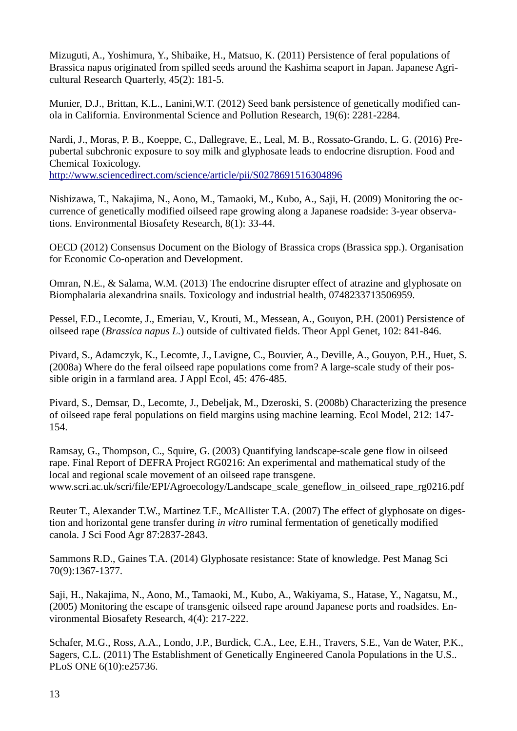Mizuguti, A., Yoshimura, Y., Shibaike, H., Matsuo, K. (2011) Persistence of feral populations of Brassica napus originated from spilled seeds around the Kashima seaport in Japan. Japanese Agricultural Research Quarterly, 45(2): 181-5.

Munier, D.J., Brittan, K.L., Lanini,W.T. (2012) Seed bank persistence of genetically modified canola in California. Environmental Science and Pollution Research, 19(6): 2281-2284.

Nardi, J., Moras, P. B., Koeppe, C., Dallegrave, E., Leal, M. B., Rossato-Grando, L. G. (2016) Prepubertal subchronic exposure to soy milk and glyphosate leads to endocrine disruption. Food and Chemical Toxicology.
http://www.sciencedirect.com/science/article/pii/S0278691516304896

Nishizawa, T., Nakajima, N., Aono, M., Tamaoki, M., Kubo, A., Saji, H. (2009) Monitoring the occurrence of genetically modified oilseed rape growing along a Japanese roadside: 3-year observations. Environmental Biosafety Research, 8(1): 33-44.

OECD (2012) Consensus Document on the Biology of Brassica crops (Brassica spp.). Organisation for Economic Co-operation and Development.

Omran, N.E., & Salama, W.M. (2013) The endocrine disrupter effect of atrazine and glyphosate on Biomphalaria alexandrina snails. Toxicology and industrial health, 0748233713506959.

Pessel, F.D., Lecomte, J., Emeriau, V., Krouti, M., Messean, A., Gouyon, P.H. (2001) Persistence of oilseed rape (*Brassica napus L.*) outside of cultivated fields. Theor Appl Genet, 102: 841-846.

Pivard, S., Adamczyk, K., Lecomte, J., Lavigne, C., Bouvier, A., Deville, A., Gouyon, P.H., Huet, S. (2008a) Where do the feral oilseed rape populations come from? A large-scale study of their possible origin in a farmland area. J Appl Ecol, 45: 476-485.

Pivard, S., Demsar, D., Lecomte, J., Debeljak, M., Dzeroski, S. (2008b) Characterizing the presence of oilseed rape feral populations on field margins using machine learning. Ecol Model, 212: 147-154.

Ramsay, G., Thompson, C., Squire, G. (2003) Quantifying landscape-scale gene flow in oilseed rape. Final Report of DEFRA Project RG0216: An experimental and mathematical study of the local and regional scale movement of an oilseed rape transgene.
www.scri.ac.uk/scri/file/EPI/Agroecology/Landscape_scale_geneflow_in_oilseed_rape_rg0216.pdf

Reuter T., Alexander T.W., Martinez T.F., McAllister T.A. (2007) The effect of glyphosate on digestion and horizontal gene transfer during *in vitro* ruminal fermentation of genetically modified canola. J Sci Food Agr 87:2837-2843.

Sammons R.D., Gaines T.A. (2014) Glyphosate resistance: State of knowledge. Pest Manag Sci 70(9):1367-1377.

Saji, H., Nakajima, N., Aono, M., Tamaoki, M., Kubo, A., Wakiyama, S., Hatase, Y., Nagatsu, M., (2005) Monitoring the escape of transgenic oilseed rape around Japanese ports and roadsides. Environmental Biosafety Research, 4(4): 217-222.

Schafer, M.G., Ross, A.A., Londo, J.P., Burdick, C.A., Lee, E.H., Travers, S.E., Van de Water, P.K., Sagers, C.L. (2011) The Establishment of Genetically Engineered Canola Populations in the U.S.. PLoS ONE 6(10):e25736.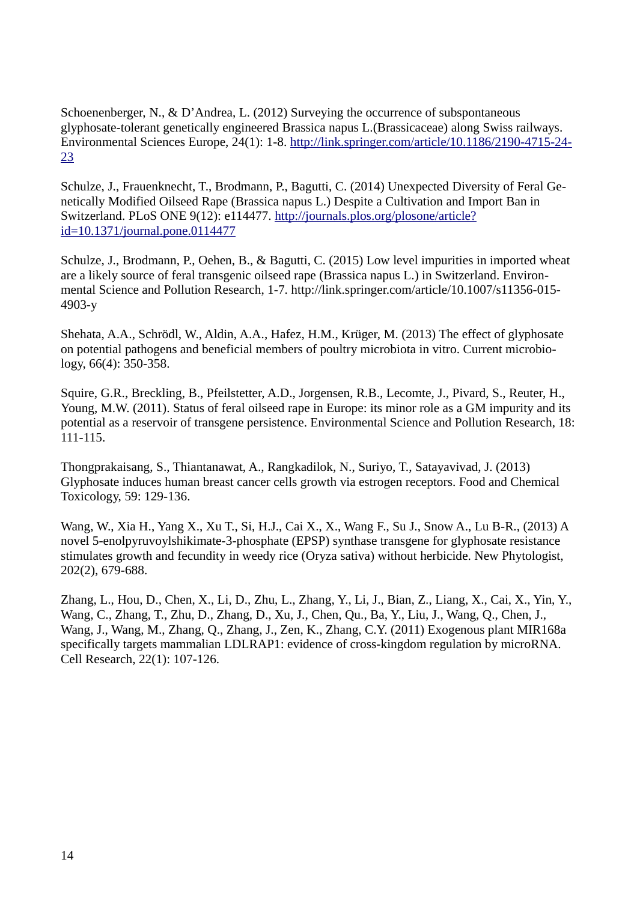Schoenenberger, N., & D'Andrea, L. (2012) Surveying the occurrence of subspontaneous glyphosate-tolerant genetically engineered Brassica napus L.(Brassicaceae) along Swiss railways. Environmental Sciences Europe, 24(1): 1-8. http://link.springer.com/article/10.1186/2190-4715-24-23

Schulze, J., Frauenknecht, T., Brodmann, P., Bagutti, C. (2014) Unexpected Diversity of Feral Genetically Modified Oilseed Rape (Brassica napus L.) Despite a Cultivation and Import Ban in Switzerland. PLoS ONE 9(12): e114477. http://journals.plos.org/plosone/article?id=10.1371/journal.pone.0114477

Schulze, J., Brodmann, P., Oehen, B., & Bagutti, C. (2015) Low level impurities in imported wheat are a likely source of feral transgenic oilseed rape (Brassica napus L.) in Switzerland. Environmental Science and Pollution Research, 1-7. http://link.springer.com/article/10.1007/s11356-015-4903-y

Shehata, A.A., Schrödl, W., Aldin, A.A., Hafez, H.M., Krüger, M. (2013) The effect of glyphosate on potential pathogens and beneficial members of poultry microbiota in vitro. Current microbiology, 66(4): 350-358.

Squire, G.R., Breckling, B., Pfeilstetter, A.D., Jorgensen, R.B., Lecomte, J., Pivard, S., Reuter, H., Young, M.W. (2011). Status of feral oilseed rape in Europe: its minor role as a GM impurity and its potential as a reservoir of transgene persistence. Environmental Science and Pollution Research, 18: 111-115.

Thongprakaisang, S., Thiantanawat, A., Rangkadilok, N., Suriyo, T., Satayavivad, J. (2013) Glyphosate induces human breast cancer cells growth via estrogen receptors. Food and Chemical Toxicology, 59: 129-136.

Wang, W., Xia H., Yang X., Xu T., Si, H.J., Cai X., X., Wang F., Su J., Snow A., Lu B-R., (2013) A novel 5-enolpyruvoylshikimate-3-phosphate (EPSP) synthase transgene for glyphosate resistance stimulates growth and fecundity in weedy rice (Oryza sativa) without herbicide. New Phytologist, 202(2), 679-688.

Zhang, L., Hou, D., Chen, X., Li, D., Zhu, L., Zhang, Y., Li, J., Bian, Z., Liang, X., Cai, X., Yin, Y., Wang, C., Zhang, T., Zhu, D., Zhang, D., Xu, J., Chen, Qu., Ba, Y., Liu, J., Wang, Q., Chen, J., Wang, J., Wang, M., Zhang, Q., Zhang, J., Zen, K., Zhang, C.Y. (2011) Exogenous plant MIR168a specifically targets mammalian LDLRAP1: evidence of cross-kingdom regulation by microRNA. Cell Research, 22(1): 107-126.